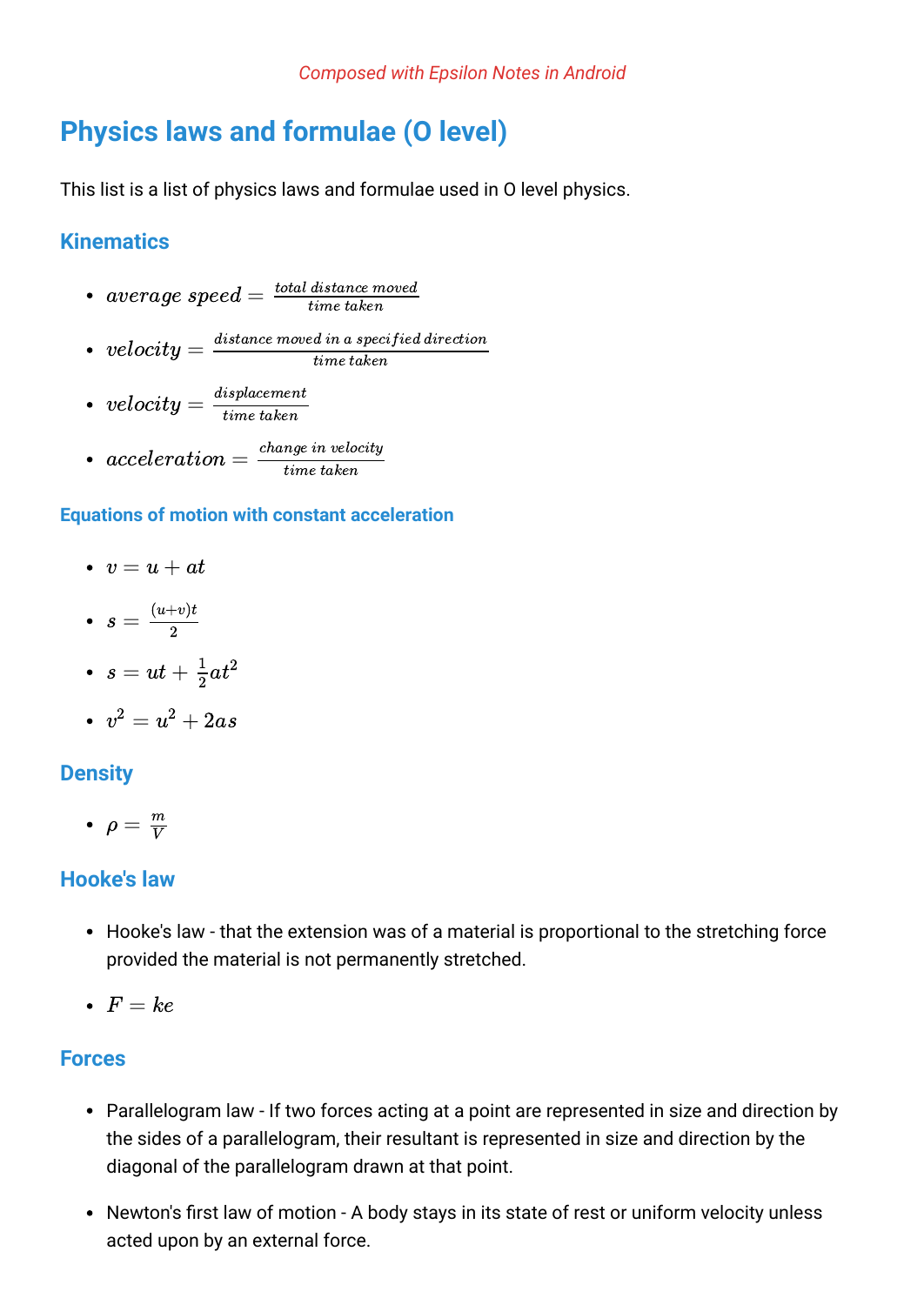*Composed with Epsilon Notes in Android*

# Physics laws and formulae (O level)

This list is a list of physics laws and formulae used in O level physics.

## Kinematics

- $average\ speed = \frac{total\ distance\ moved}{time\ taken}$
- $velocity = \frac{distance\ moved\ in\ a\ specified\ direction}{time\ taken}$
- $velocity = \frac{displacement}{time\ taken}$
- $acceleration = \frac{change\ in\ velocity}{time\ taken}$

### Equations of motion with constant acceleration

- $v = u + at$
- $s = \frac{(u+v)t}{2}$
- $s = ut + \frac{1}{2}at^2$
- $v^2 = u^2 + 2as$

## Density

- $\rho = \frac{m}{V}$

## Hooke's law

- Hooke's law - that the extension was of a material is proportional to the stretching force provided the material is not permanently stretched.
- $F = ke$

## Forces

- Parallelogram law - If two forces acting at a point are represented in size and direction by the sides of a parallelogram, their resultant is represented in size and direction by the diagonal of the parallelogram drawn at that point.
- Newton's first law of motion - A body stays in its state of rest or uniform velocity unless acted upon by an external force.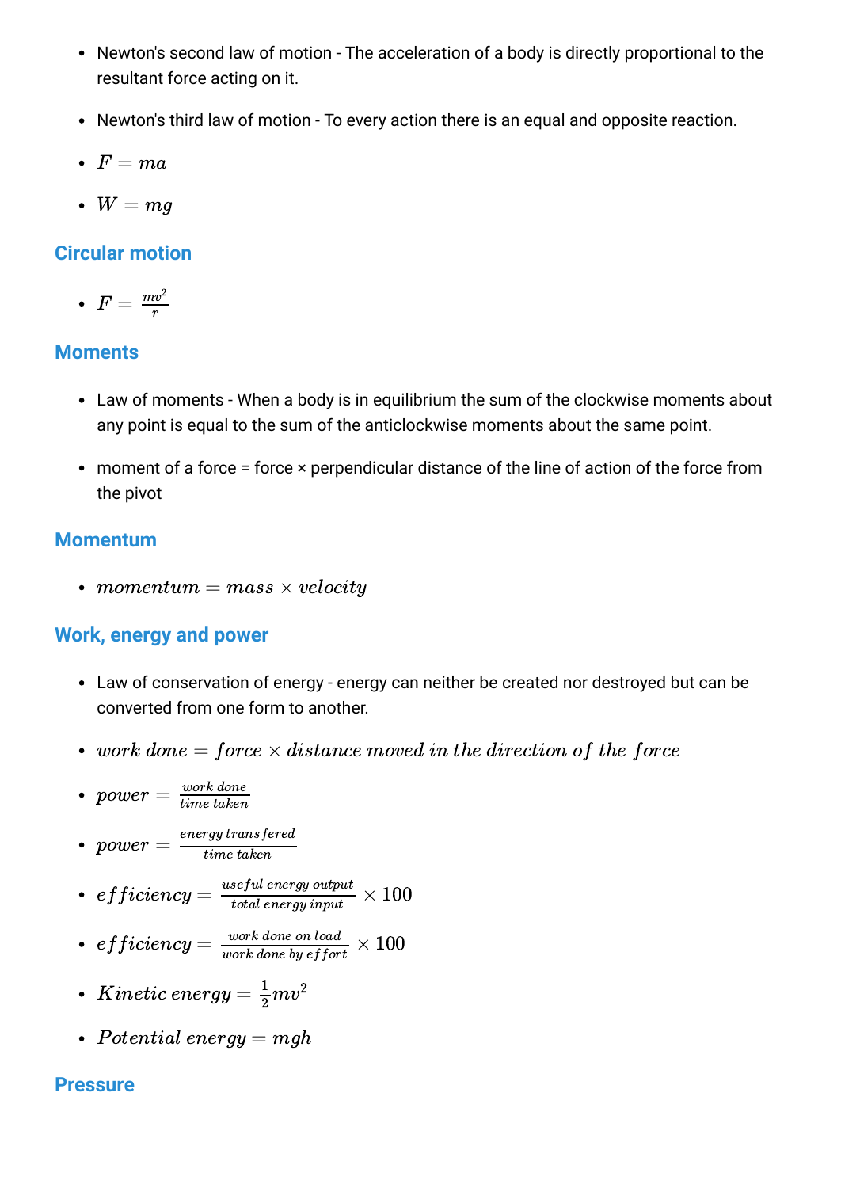- Newton's second law of motion - The acceleration of a body is directly proportional to the resultant force acting on it.
- Newton's third law of motion - To every action there is an equal and opposite reaction.
- $F = ma$
- $W = mg$

## Circular motion

- $F = \frac{mv^2}{r}$

## Moments

- Law of moments - When a body is in equilibrium the sum of the clockwise moments about any point is equal to the sum of the anticlockwise moments about the same point.
- moment of a force = force × perpendicular distance of the line of action of the force from the pivot

## Momentum

- $momentum = mass \times velocity$

## Work, energy and power

- Law of conservation of energy - energy can neither be created nor destroyed but can be converted from one form to another.
- $work\ done = force \times distance\ moved\ in\ the\ direction\ of\ the\ force$
- $power = \frac{work\ done}{time\ taken}$
- $power = \frac{energy\ transfered}{time\ taken}$
- $efficiency = \frac{useful\ energy\ output}{total\ energy\ input} \times 100$
- $efficiency = \frac{work\ done\ on\ load}{work\ done\ by\ effort} \times 100$
- $Kinetic\ energy = \frac{1}{2}mv^2$
- $Potential\ energy = mgh$

## Pressure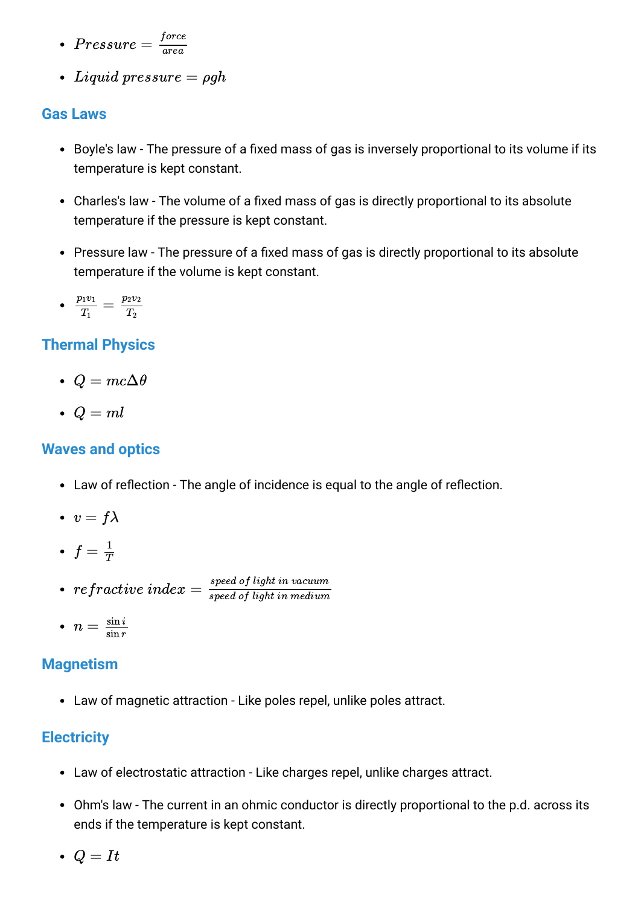- $Pressure = \frac{force}{area}$
- $Liquid\ pressure = \rho gh$

## Gas Laws

- Boyle's law - The pressure of a fixed mass of gas is inversely proportional to its volume if its temperature is kept constant.
- Charles's law - The volume of a fixed mass of gas is directly proportional to its absolute temperature if the pressure is kept constant.
- Pressure law - The pressure of a fixed mass of gas is directly proportional to its absolute temperature if the volume is kept constant.
- $\frac{p_1 v_1}{T_1} = \frac{p_2 v_2}{T_2}$

## Thermal Physics

- $Q = mc\Delta\theta$
- $Q = ml$

## Waves and optics

- Law of reflection - The angle of incidence is equal to the angle of reflection.
- $v = f\lambda$
- $f = \frac{1}{T}$
- $refractive\ index = \frac{speed\ of\ light\ in\ vacuum}{speed\ of\ light\ in\ medium}$
- $n = \frac{\sin i}{\sin r}$

## Magnetism

- Law of magnetic attraction - Like poles repel, unlike poles attract.

## Electricity

- Law of electrostatic attraction - Like charges repel, unlike charges attract.
- Ohm's law - The current in an ohmic conductor is directly proportional to the p.d. across its ends if the temperature is kept constant.
- $Q = It$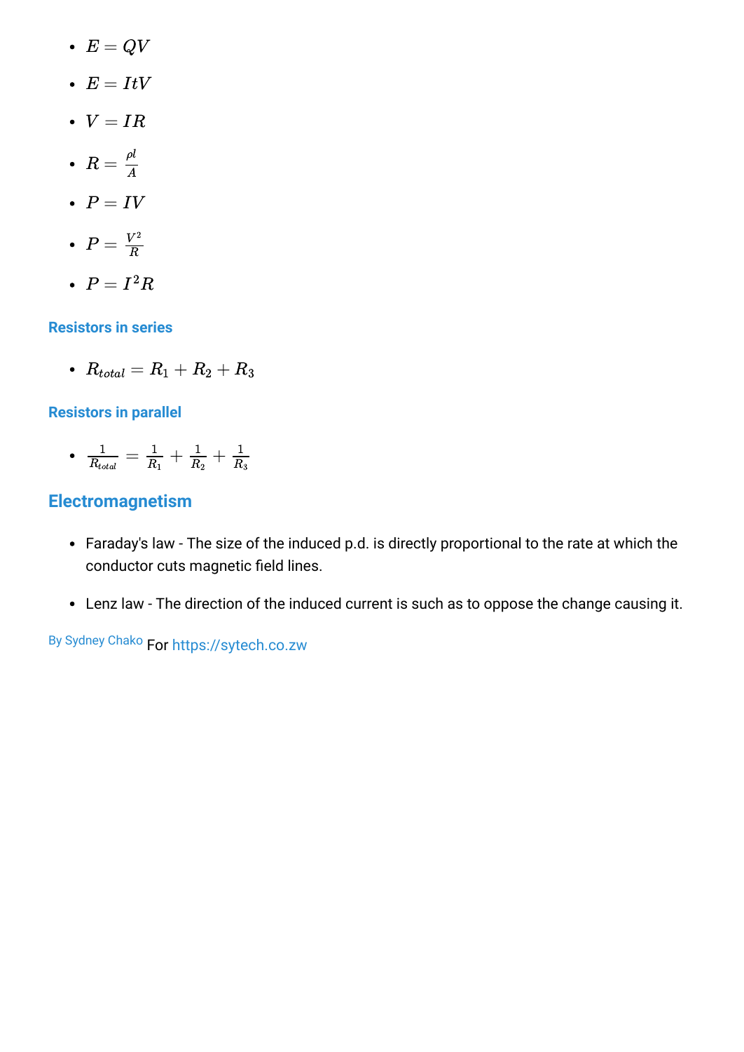- $E = QV$
- $E = ItV$
- $V = IR$
- $R = \frac{\rho l}{A}$
- $P = IV$
- $P = \frac{V^2}{R}$
- $P = I^2 R$

### Resistors in series

- $R_{total} = R_1 + R_2 + R_3$

### Resistors in parallel

- $\frac{1}{R_{total}} = \frac{1}{R_1} + \frac{1}{R_2} + \frac{1}{R_3}$

## Electromagnetism

- Faraday's law - The size of the induced p.d. is directly proportional to the rate at which the conductor cuts magnetic field lines.
- Lenz law - The direction of the induced current is such as to oppose the change causing it.

By Sydney Chako For https://sytech.co.zw